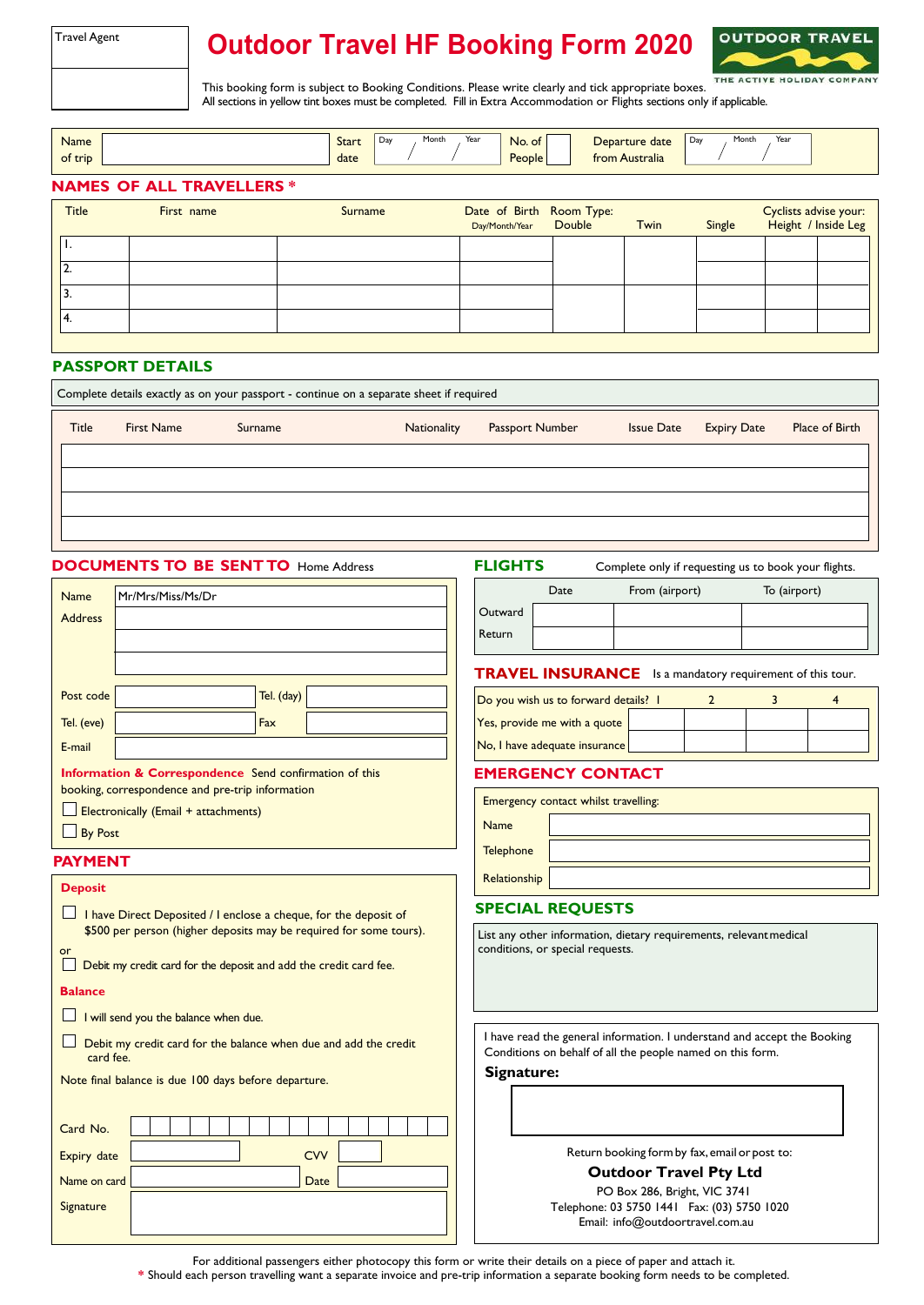| Travel Agent |
|---|
| |

# Outdoor Travel HF Booking Form 2020

OUTDOOR TRAVEL
THE ACTIVE HOLIDAY COMPANY

This booking form is subject to Booking Conditions. Please write clearly and tick appropriate boxes.
All sections in yellow tint boxes must be completed. Fill in Extra Accommodation or Flights sections only if applicable.

| Name of trip | | Start date | Day / Month / Year | No. of People | | Departure date from Australia | Day / Month / Year |
|---|---|---|---|---|---|---|---|

## NAMES OF ALL TRAVELLERS *

| Title | First name | Surname | Date of Birth Day/Month/Year | Room Type: Double | Twin | Single | Cyclists advise your: Height | Inside Leg |
|---|---|---|---|---|---|---|---|---|
| 1. | | | | | | | | |
| 2. | | | | | | | | |
| 3. | | | | | | | | |
| 4. | | | | | | | | |

## PASSPORT DETAILS

Complete details exactly as on your passport - continue on a separate sheet if required

| Title | First Name | Surname | Nationality | Passport Number | Issue Date | Expiry Date | Place of Birth |
|---|---|---|---|---|---|---|---|
| | | | | | | | |
| | | | | | | | |
| | | | | | | | |
| | | | | | | | |

## DOCUMENTS TO BE SENT TO Home Address

| | |
|---|---|
| Name | Mr/Mrs/Miss/Ms/Dr |
| Address | |
| | |
| | |

| Post code | | Tel. (day) | |
|---|---|---|---|
| Tel. (eve) | | Fax | |
| E-mail | | | |

**Information & Correspondence** Send confirmation of this booking, correspondence and pre-trip information

☐ Electronically (Email + attachments)

☐ By Post

## PAYMENT

**Deposit**

☐ I have Direct Deposited / I enclose a cheque, for the deposit of $500 per person (higher deposits may be required for some tours).

or

☐ Debit my credit card for the deposit and add the credit card fee.

**Balance**

☐ I will send you the balance when due.

☐ Debit my credit card for the balance when due and add the credit card fee.

Note final balance is due 100 days before departure.

| | | | |
|---|---|---|---|
| Card No. | | | |
| Expiry date | | CVV | |
| Name on card | | Date | |
| Signature | | | |

## FLIGHTS

Complete only if requesting us to book your flights.

| | Date | From (airport) | To (airport) |
|---|---|---|---|
| Outward | | | |
| Return | | | |

## TRAVEL INSURANCE

Is a mandatory requirement of this tour.

| Do you wish us to forward details? | 1 | 2 | 3 | 4 |
|---|---|---|---|---|
| Yes, provide me with a quote | | | | |
| No, I have adequate insurance | | | | |

## EMERGENCY CONTACT

Emergency contact whilst travelling:

| | |
|---|---|
| Name | |
| Telephone | |
| Relationship | |

## SPECIAL REQUESTS

List any other information, dietary requirements, relevant medical conditions, or special requests.

I have read the general information. I understand and accept the Booking Conditions on behalf of all the people named on this form.

**Signature:**

Return booking form by fax, email or post to:

**Outdoor Travel Pty Ltd**
PO Box 286, Bright, VIC 3741
Telephone: 03 5750 1441 Fax: (03) 5750 1020
Email: info@outdoortravel.com.au

For additional passengers either photocopy this form or write their details on a piece of paper and attach it.
* Should each person travelling want a separate invoice and pre-trip information a separate booking form needs to be completed.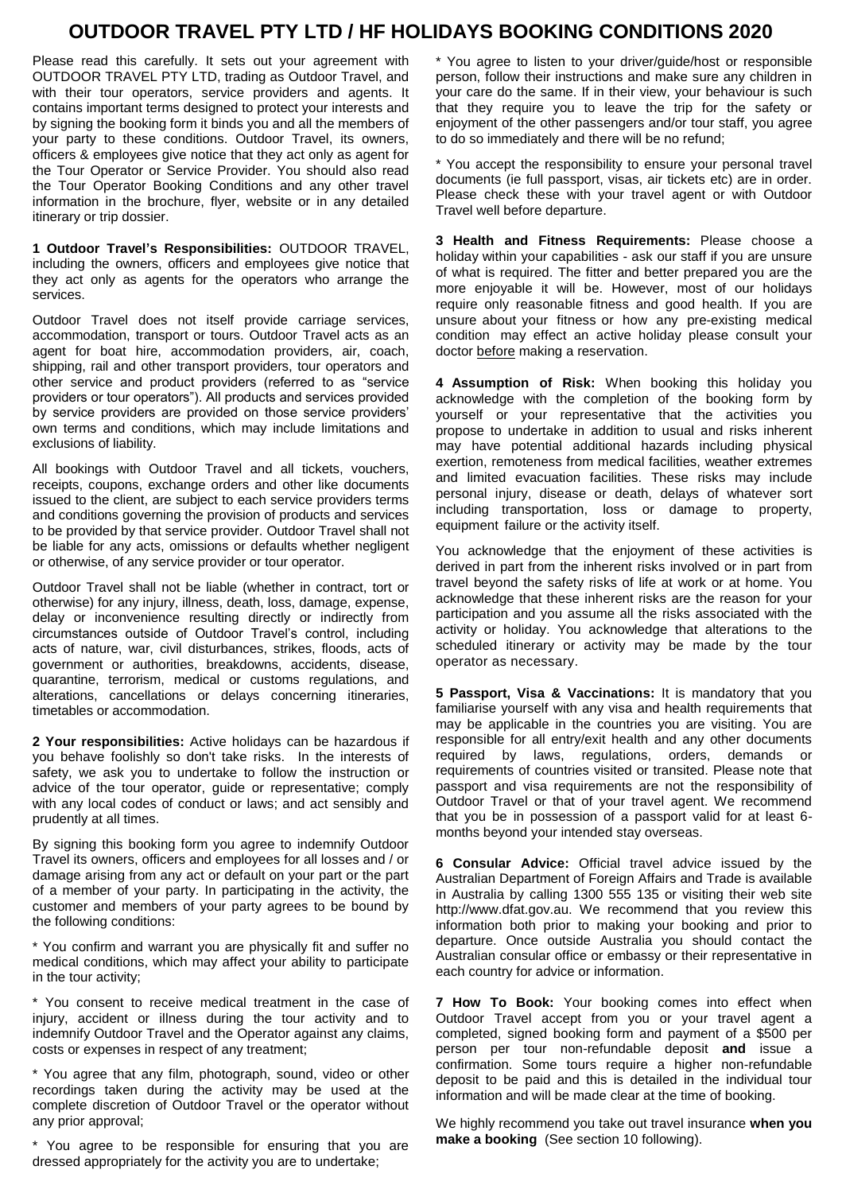# OUTDOOR TRAVEL PTY LTD / HF HOLIDAYS BOOKING CONDITIONS 2020

Please read this carefully. It sets out your agreement with OUTDOOR TRAVEL PTY LTD, trading as Outdoor Travel, and with their tour operators, service providers and agents. It contains important terms designed to protect your interests and by signing the booking form it binds you and all the members of your party to these conditions. Outdoor Travel, its owners, officers & employees give notice that they act only as agent for the Tour Operator or Service Provider. You should also read the Tour Operator Booking Conditions and any other travel information in the brochure, flyer, website or in any detailed itinerary or trip dossier.

**1 Outdoor Travel's Responsibilities:** OUTDOOR TRAVEL, including the owners, officers and employees give notice that they act only as agents for the operators who arrange the services.

Outdoor Travel does not itself provide carriage services, accommodation, transport or tours. Outdoor Travel acts as an agent for boat hire, accommodation providers, air, coach, shipping, rail and other transport providers, tour operators and other service and product providers (referred to as "service providers or tour operators"). All products and services provided by service providers are provided on those service providers' own terms and conditions, which may include limitations and exclusions of liability.

All bookings with Outdoor Travel and all tickets, vouchers, receipts, coupons, exchange orders and other like documents issued to the client, are subject to each service providers terms and conditions governing the provision of products and services to be provided by that service provider. Outdoor Travel shall not be liable for any acts, omissions or defaults whether negligent or otherwise, of any service provider or tour operator.

Outdoor Travel shall not be liable (whether in contract, tort or otherwise) for any injury, illness, death, loss, damage, expense, delay or inconvenience resulting directly or indirectly from circumstances outside of Outdoor Travel's control, including acts of nature, war, civil disturbances, strikes, floods, acts of government or authorities, breakdowns, accidents, disease, quarantine, terrorism, medical or customs regulations, and alterations, cancellations or delays concerning itineraries, timetables or accommodation.

**2 Your responsibilities:** Active holidays can be hazardous if you behave foolishly so don't take risks. In the interests of safety, we ask you to undertake to follow the instruction or advice of the tour operator, guide or representative; comply with any local codes of conduct or laws; and act sensibly and prudently at all times.

By signing this booking form you agree to indemnify Outdoor Travel its owners, officers and employees for all losses and / or damage arising from any act or default on your part or the part of a member of your party. In participating in the activity, the customer and members of your party agrees to be bound by the following conditions:

* You confirm and warrant you are physically fit and suffer no medical conditions, which may affect your ability to participate in the tour activity;

* You consent to receive medical treatment in the case of injury, accident or illness during the tour activity and to indemnify Outdoor Travel and the Operator against any claims, costs or expenses in respect of any treatment;

* You agree that any film, photograph, sound, video or other recordings taken during the activity may be used at the complete discretion of Outdoor Travel or the operator without any prior approval;

* You agree to be responsible for ensuring that you are dressed appropriately for the activity you are to undertake;

* You agree to listen to your driver/guide/host or responsible person, follow their instructions and make sure any children in your care do the same. If in their view, your behaviour is such that they require you to leave the trip for the safety or enjoyment of the other passengers and/or tour staff, you agree to do so immediately and there will be no refund;

* You accept the responsibility to ensure your personal travel documents (ie full passport, visas, air tickets etc) are in order. Please check these with your travel agent or with Outdoor Travel well before departure.

**3 Health and Fitness Requirements:** Please choose a holiday within your capabilities - ask our staff if you are unsure of what is required. The fitter and better prepared you are the more enjoyable it will be. However, most of our holidays require only reasonable fitness and good health. If you are unsure about your fitness or how any pre-existing medical condition may effect an active holiday please consult your doctor <u>before</u> making a reservation.

**4 Assumption of Risk:** When booking this holiday you acknowledge with the completion of the booking form by yourself or your representative that the activities you propose to undertake in addition to usual and risks inherent may have potential additional hazards including physical exertion, remoteness from medical facilities, weather extremes and limited evacuation facilities. These risks may include personal injury, disease or death, delays of whatever sort including transportation, loss or damage to property, equipment failure or the activity itself.

You acknowledge that the enjoyment of these activities is derived in part from the inherent risks involved or in part from travel beyond the safety risks of life at work or at home. You acknowledge that these inherent risks are the reason for your participation and you assume all the risks associated with the activity or holiday. You acknowledge that alterations to the scheduled itinerary or activity may be made by the tour operator as necessary.

**5 Passport, Visa & Vaccinations:** It is mandatory that you familiarise yourself with any visa and health requirements that may be applicable in the countries you are visiting. You are responsible for all entry/exit health and any other documents required by laws, regulations, orders, demands or requirements of countries visited or transited. Please note that passport and visa requirements are not the responsibility of Outdoor Travel or that of your travel agent. We recommend that you be in possession of a passport valid for at least 6-months beyond your intended stay overseas.

**6 Consular Advice:** Official travel advice issued by the Australian Department of Foreign Affairs and Trade is available in Australia by calling 1300 555 135 or visiting their web site http://www.dfat.gov.au. We recommend that you review this information both prior to making your booking and prior to departure. Once outside Australia you should contact the Australian consular office or embassy or their representative in each country for advice or information.

**7 How To Book:** Your booking comes into effect when Outdoor Travel accept from you or your travel agent a completed, signed booking form and payment of a $500 per person per tour non-refundable deposit **and** issue a confirmation. Some tours require a higher non-refundable deposit to be paid and this is detailed in the individual tour information and will be made clear at the time of booking.

We highly recommend you take out travel insurance **when you make a booking** (See section 10 following).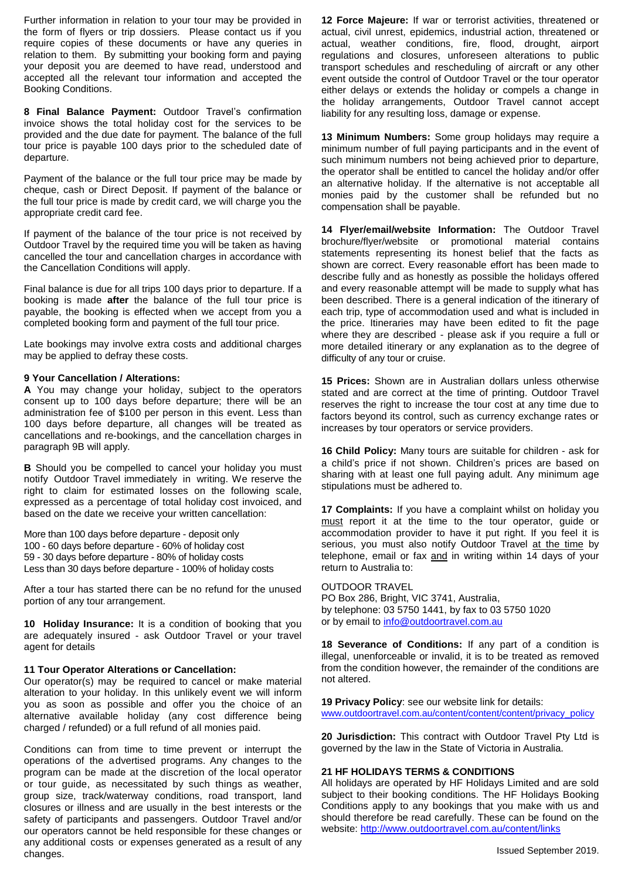Further information in relation to your tour may be provided in the form of flyers or trip dossiers. Please contact us if you require copies of these documents or have any queries in relation to them. By submitting your booking form and paying your deposit you are deemed to have read, understood and accepted all the relevant tour information and accepted the Booking Conditions.

**8 Final Balance Payment:** Outdoor Travel's confirmation invoice shows the total holiday cost for the services to be provided and the due date for payment. The balance of the full tour price is payable 100 days prior to the scheduled date of departure.

Payment of the balance or the full tour price may be made by cheque, cash or Direct Deposit. If payment of the balance or the full tour price is made by credit card, we will charge you the appropriate credit card fee.

If payment of the balance of the tour price is not received by Outdoor Travel by the required time you will be taken as having cancelled the tour and cancellation charges in accordance with the Cancellation Conditions will apply.

Final balance is due for all trips 100 days prior to departure. If a booking is made **after** the balance of the full tour price is payable, the booking is effected when we accept from you a completed booking form and payment of the full tour price.

Late bookings may involve extra costs and additional charges may be applied to defray these costs.

**9 Your Cancellation / Alterations:**

**A** You may change your holiday, subject to the operators consent up to 100 days before departure; there will be an administration fee of $100 per person in this event. Less than 100 days before departure, all changes will be treated as cancellations and re-bookings, and the cancellation charges in paragraph 9B will apply.

**B** Should you be compelled to cancel your holiday you must notify Outdoor Travel immediately in writing. We reserve the right to claim for estimated losses on the following scale, expressed as a percentage of total holiday cost invoiced, and based on the date we receive your written cancellation:

More than 100 days before departure - deposit only
100 - 60 days before departure - 60% of holiday cost
59 - 30 days before departure - 80% of holiday costs
Less than 30 days before departure - 100% of holiday costs

After a tour has started there can be no refund for the unused portion of any tour arrangement.

**10 Holiday Insurance:** It is a condition of booking that you are adequately insured - ask Outdoor Travel or your travel agent for details

**11 Tour Operator Alterations or Cancellation:**
Our operator(s) may be required to cancel or make material alteration to your holiday. In this unlikely event we will inform you as soon as possible and offer you the choice of an alternative available holiday (any cost difference being charged / refunded) or a full refund of all monies paid.

Conditions can from time to time prevent or interrupt the operations of the advertised programs. Any changes to the program can be made at the discretion of the local operator or tour guide, as necessitated by such things as weather, group size, track/waterway conditions, road transport, land closures or illness and are usually in the best interests or the safety of participants and passengers. Outdoor Travel and/or our operators cannot be held responsible for these changes or any additional costs or expenses generated as a result of any changes.

**12 Force Majeure:** If war or terrorist activities, threatened or actual, civil unrest, epidemics, industrial action, threatened or actual, weather conditions, fire, flood, drought, airport regulations and closures, unforeseen alterations to public transport schedules and rescheduling of aircraft or any other event outside the control of Outdoor Travel or the tour operator either delays or extends the holiday or compels a change in the holiday arrangements, Outdoor Travel cannot accept liability for any resulting loss, damage or expense.

**13 Minimum Numbers:** Some group holidays may require a minimum number of full paying participants and in the event of such minimum numbers not being achieved prior to departure, the operator shall be entitled to cancel the holiday and/or offer an alternative holiday. If the alternative is not acceptable all monies paid by the customer shall be refunded but no compensation shall be payable.

**14 Flyer/email/website Information:** The Outdoor Travel brochure/flyer/website or promotional material contains statements representing its honest belief that the facts as shown are correct. Every reasonable effort has been made to describe fully and as honestly as possible the holidays offered and every reasonable attempt will be made to supply what has been described. There is a general indication of the itinerary of each trip, type of accommodation used and what is included in the price. Itineraries may have been edited to fit the page where they are described - please ask if you require a full or more detailed itinerary or any explanation as to the degree of difficulty of any tour or cruise.

**15 Prices:** Shown are in Australian dollars unless otherwise stated and are correct at the time of printing. Outdoor Travel reserves the right to increase the tour cost at any time due to factors beyond its control, such as currency exchange rates or increases by tour operators or service providers.

**16 Child Policy:** Many tours are suitable for children - ask for a child's price if not shown. Children's prices are based on sharing with at least one full paying adult. Any minimum age stipulations must be adhered to.

**17 Complaints:** If you have a complaint whilst on holiday you must report it at the time to the tour operator, guide or accommodation provider to have it put right. If you feel it is serious, you must also notify Outdoor Travel at the time by telephone, email or fax and in writing within 14 days of your return to Australia to:

OUTDOOR TRAVEL
PO Box 286, Bright, VIC 3741, Australia,
by telephone: 03 5750 1441, by fax to 03 5750 1020
or by email to info@outdoortravel.com.au

**18 Severance of Conditions:** If any part of a condition is illegal, unenforceable or invalid, it is to be treated as removed from the condition however, the remainder of the conditions are not altered.

**19 Privacy Policy**: see our website link for details:
www.outdoortravel.com.au/content/content/content/privacy_policy

**20 Jurisdiction:** This contract with Outdoor Travel Pty Ltd is governed by the law in the State of Victoria in Australia.

**21 HF HOLIDAYS TERMS & CONDITIONS**
All holidays are operated by HF Holidays Limited and are sold subject to their booking conditions. The HF Holidays Booking Conditions apply to any bookings that you make with us and should therefore be read carefully. These can be found on the website: http://www.outdoortravel.com.au/content/links

Issued September 2019.